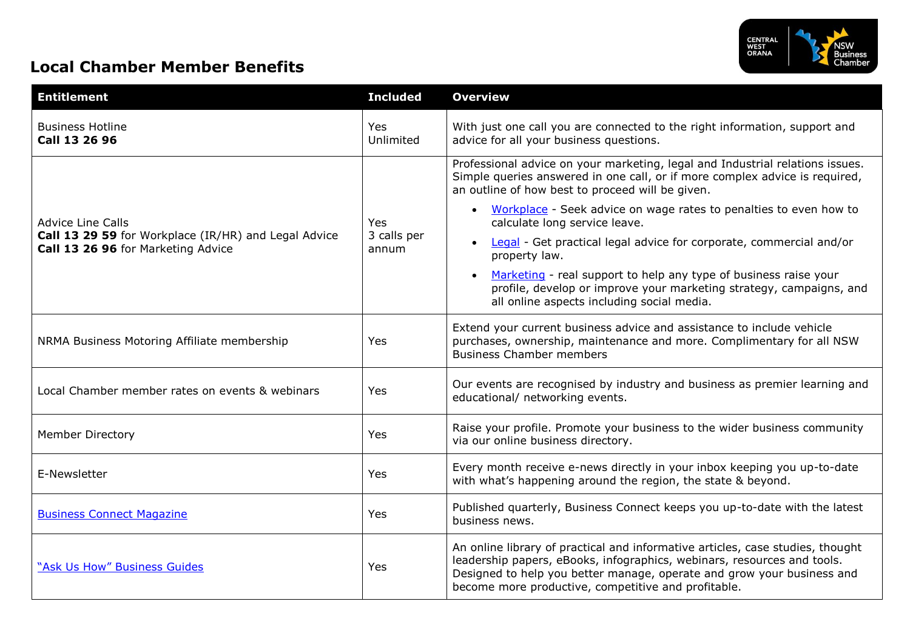# Local Chamber Member Benefits

| Entitlement | Included | Overview |
|---|---|---|
| Business Hotline<br>**Call 13 26 96** | Yes<br>Unlimited | With just one call you are connected to the right information, support and advice for all your business questions. |
| Advice Line Calls<br>**Call 13 29 59** for Workplace (IR/HR) and Legal Advice<br>**Call 13 26 96** for Marketing Advice | Yes<br>3 calls per annum | Professional advice on your marketing, legal and Industrial relations issues. Simple queries answered in one call, or if more complex advice is required, an outline of how best to proceed will be given.<br>• Workplace - Seek advice on wage rates to penalties to even how to calculate long service leave.<br>• Legal - Get practical legal advice for corporate, commercial and/or property law.<br>• Marketing - real support to help any type of business raise your profile, develop or improve your marketing strategy, campaigns, and all online aspects including social media. |
| NRMA Business Motoring Affiliate membership | Yes | Extend your current business advice and assistance to include vehicle purchases, ownership, maintenance and more. Complimentary for all NSW Business Chamber members |
| Local Chamber member rates on events & webinars | Yes | Our events are recognised by industry and business as premier learning and educational/ networking events. |
| Member Directory | Yes | Raise your profile. Promote your business to the wider business community via our online business directory. |
| E-Newsletter | Yes | Every month receive e-news directly in your inbox keeping you up-to-date with what's happening around the region, the state & beyond. |
| Business Connect Magazine | Yes | Published quarterly, Business Connect keeps you up-to-date with the latest business news. |
| "Ask Us How" Business Guides | Yes | An online library of practical and informative articles, case studies, thought leadership papers, eBooks, infographics, webinars, resources and tools. Designed to help you better manage, operate and grow your business and become more productive, competitive and profitable. |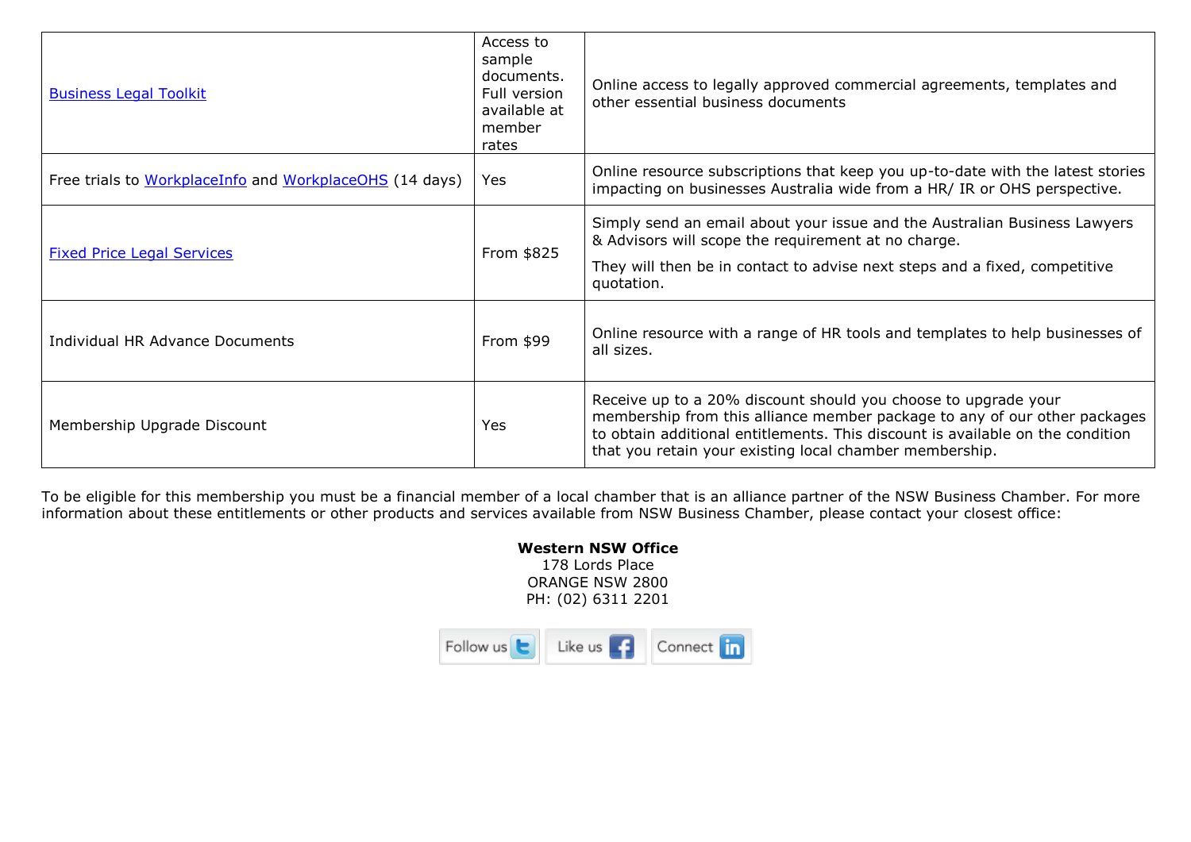| | | |
|---|---|---|
| Business Legal Toolkit | Access to sample documents. Full version available at member rates | Online access to legally approved commercial agreements, templates and other essential business documents |
| Free trials to WorkplaceInfo and WorkplaceOHS (14 days) | Yes | Online resource subscriptions that keep you up-to-date with the latest stories impacting on businesses Australia wide from a HR/ IR or OHS perspective. |
| Fixed Price Legal Services | From $825 | Simply send an email about your issue and the Australian Business Lawyers & Advisors will scope the requirement at no charge. They will then be in contact to advise next steps and a fixed, competitive quotation. |
| Individual HR Advance Documents | From $99 | Online resource with a range of HR tools and templates to help businesses of all sizes. |
| Membership Upgrade Discount | Yes | Receive up to a 20% discount should you choose to upgrade your membership from this alliance member package to any of our other packages to obtain additional entitlements. This discount is available on the condition that you retain your existing local chamber membership. |

To be eligible for this membership you must be a financial member of a local chamber that is an alliance partner of the NSW Business Chamber. For more information about these entitlements or other products and services available from NSW Business Chamber, please contact your closest office:

**Western NSW Office**
178 Lords Place
ORANGE NSW 2800
PH: (02) 6311 2201

Follow us | Like us | Connect